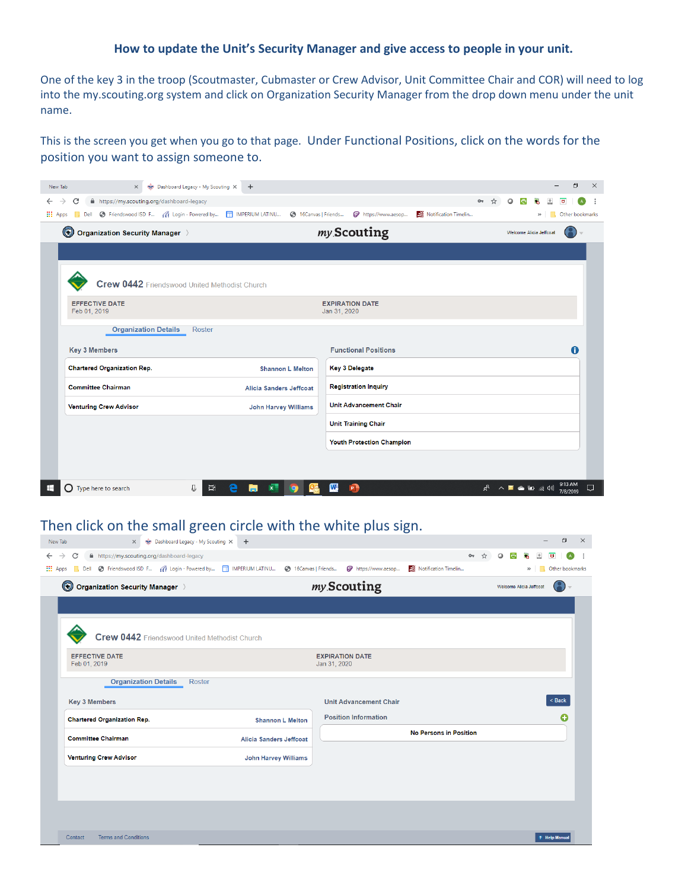## How to update the Unit's Security Manager and give access to people in your unit.

One of the key 3 in the troop (Scoutmaster, Cubmaster or Crew Advisor, Unit Committee Chair and COR) will need to log into the my.scouting.org system and click on Organization Security Manager from the drop down menu under the unit name.

This is the screen you get when you go to that page. Under Functional Positions, click on the words for the position you want to assign someone to.

Then click on the small green circle with the white plus sign.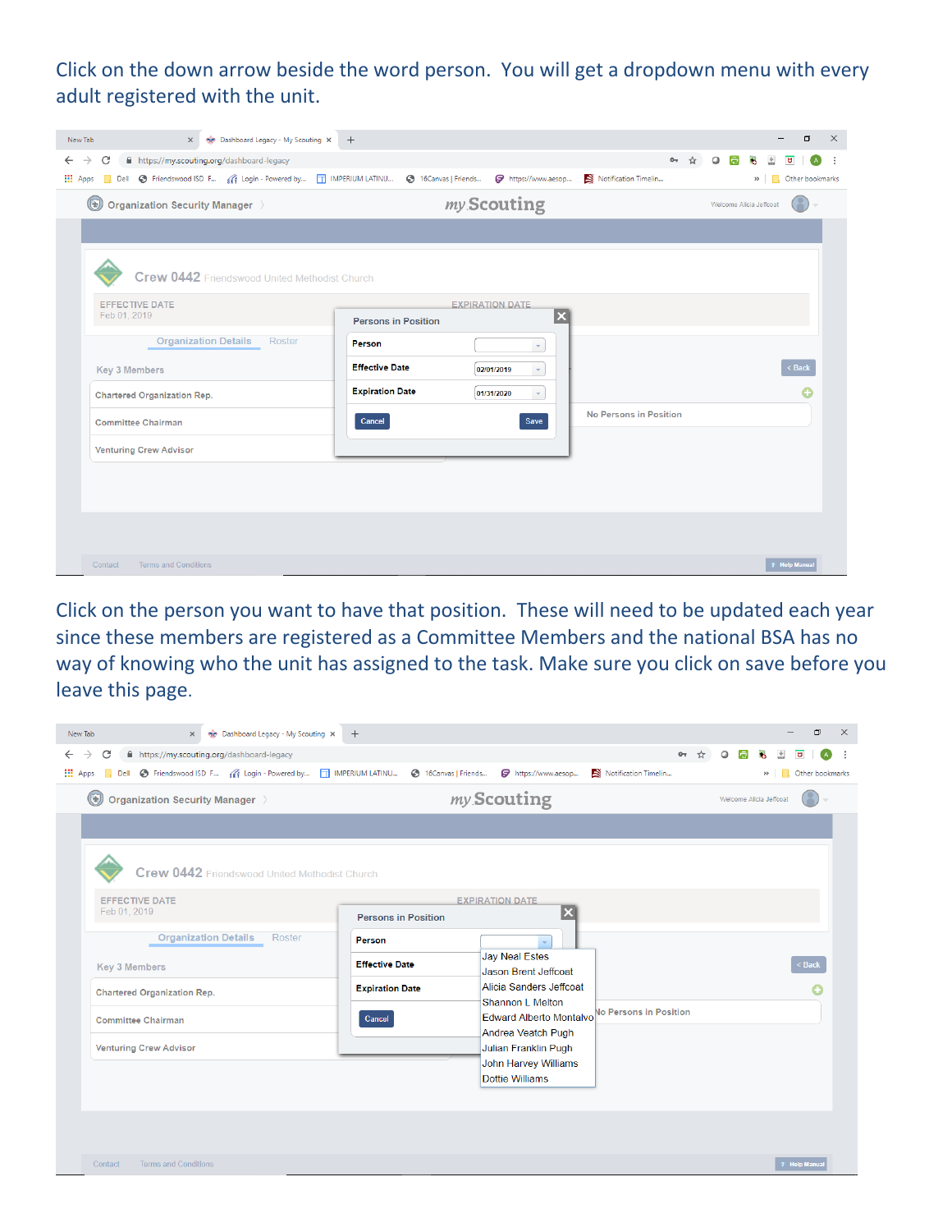Click on the down arrow beside the word person. You will get a dropdown menu with every adult registered with the unit.

Click on the person you want to have that position. These will need to be updated each year since these members are registered as a Committee Members and the national BSA has no way of knowing who the unit has assigned to the task. Make sure you click on save before you leave this page.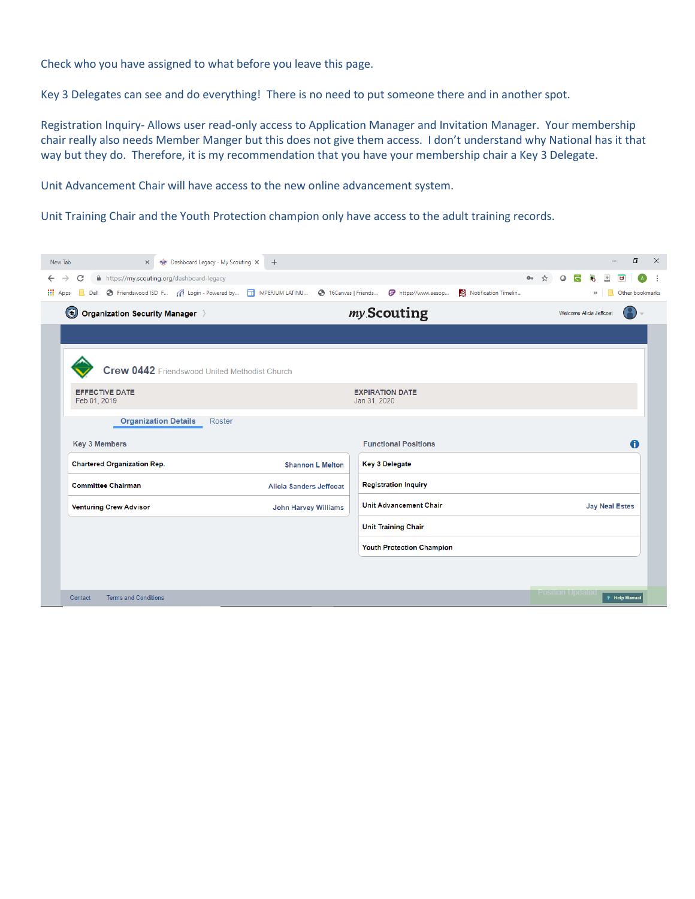Check who you have assigned to what before you leave this page.

Key 3 Delegates can see and do everything! There is no need to put someone there and in another spot.

Registration Inquiry- Allows user read-only access to Application Manager and Invitation Manager. Your membership chair really also needs Member Manger but this does not give them access. I don't understand why National has it that way but they do. Therefore, it is my recommendation that you have your membership chair a Key 3 Delegate.

Unit Advancement Chair will have access to the new online advancement system.

Unit Training Chair and the Youth Protection champion only have access to the adult training records.

Organization Security Manager

my Scouting

Welcome Alicia Jeffcoat

Crew 0442 Friendswood United Methodist Church

EFFECTIVE DATE
Feb 01, 2019

EXPIRATION DATE
Jan 31, 2020

Organization Details | Roster

**Key 3 Members**

| | |
|---|---|
| Chartered Organization Rep. | Shannon L Melton |
| Committee Chairman | Alicia Sanders Jeffcoat |
| Venturing Crew Advisor | John Harvey Williams |

**Functional Positions**

| | |
|---|---|
| Key 3 Delegate | |
| Registration Inquiry | |
| Unit Advancement Chair | Jay Neal Estes |
| Unit Training Chair | |
| Youth Protection Champion | |

Contact | Terms and Conditions | Help Manual